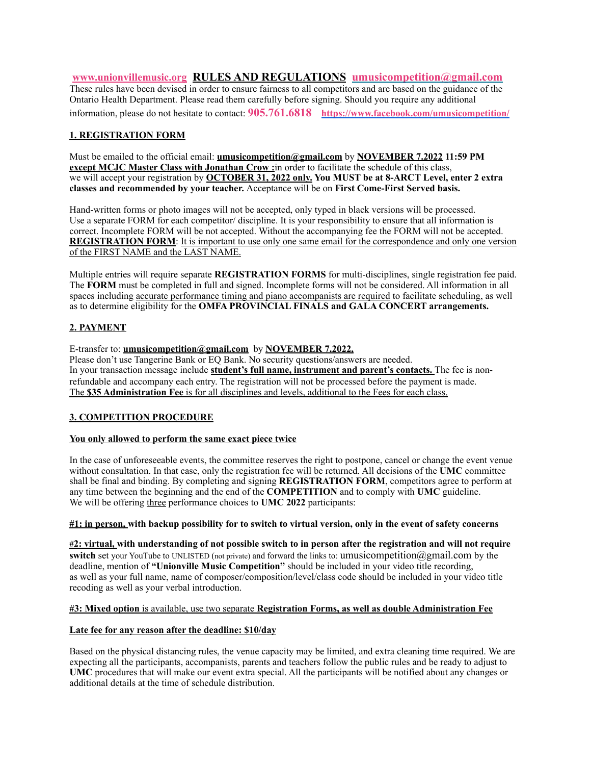# www.unionvillemusic.org **RULES AND REGULATIONS** umusicompetition@gmail.com

These rules have been devised in order to ensure fairness to all competitors and are based on the guidance of the Ontario Health Department. Please read them carefully before signing. Should you require any additional information, please do not hesitate to contact: **905.761.6818** **https://www.facebook.com/umusicompetition/**

## 1. REGISTRATION FORM

Must be emailed to the official email: **umusicompetition@gmail.com** by **NOVEMBER 7.2022 11:59 PM except MCJC Master Class with Jonathan Crow :**in order to facilitate the schedule of this class, we will accept your registration by **OCTOBER 31, 2022 only. You MUST be at 8-ARCT Level, enter 2 extra classes and recommended by your teacher.** Acceptance will be on **First Come-First Served basis.**

Hand-written forms or photo images will not be accepted, only typed in black versions will be processed. Use a separate FORM for each competitor/ discipline. It is your responsibility to ensure that all information is correct. Incomplete FORM will be not accepted. Without the accompanying fee the FORM will not be accepted. **REGISTRATION FORM**: It is important to use only one same email for the correspondence and only one version of the FIRST NAME and the LAST NAME.

Multiple entries will require separate **REGISTRATION FORMS** for multi-disciplines, single registration fee paid. The **FORM** must be completed in full and signed. Incomplete forms will not be considered. All information in all spaces including accurate performance timing and piano accompanists are required to facilitate scheduling, as well as to determine eligibility for the **OMFA PROVINCIAL FINALS and GALA CONCERT arrangements.**

## 2. PAYMENT

E-transfer to: **umusicompetition@gmail.com** by **NOVEMBER 7.2022,**
Please don't use Tangerine Bank or EQ Bank. No security questions/answers are needed.
In your transaction message include **student's full name, instrument and parent's contacts.** The fee is non-refundable and accompany each entry. The registration will not be processed before the payment is made.
The **$35 Administration Fee** is for all disciplines and levels, additional to the Fees for each class.

## 3. COMPETITION PROCEDURE

**You only allowed to perform the same exact piece twice**

In the case of unforeseeable events, the committee reserves the right to postpone, cancel or change the event venue without consultation. In that case, only the registration fee will be returned. All decisions of the **UMC** committee shall be final and binding. By completing and signing **REGISTRATION FORM**, competitors agree to perform at any time between the beginning and the end of the **COMPETITION** and to comply with **UMC** guideline.
We will be offering three performance choices to **UMC 2022** participants:

**#1: in person, with backup possibility for to switch to virtual version, only in the event of safety concerns**

**#2: virtual, with understanding of not possible switch to in person after the registration and will not require switch** set your YouTube to UNLISTED (not private) and forward the links to: umusicompetition@gmail.com by the deadline, mention of **"Unionville Music Competition"** should be included in your video title recording, as well as your full name, name of composer/composition/level/class code should be included in your video title recoding as well as your verbal introduction.

**#3: Mixed option** is available, use two separate **Registration Forms, as well as double Administration Fee**

**Late fee for any reason after the deadline: $10/day**

Based on the physical distancing rules, the venue capacity may be limited, and extra cleaning time required. We are expecting all the participants, accompanists, parents and teachers follow the public rules and be ready to adjust to **UMC** procedures that will make our event extra special. All the participants will be notified about any changes or additional details at the time of schedule distribution.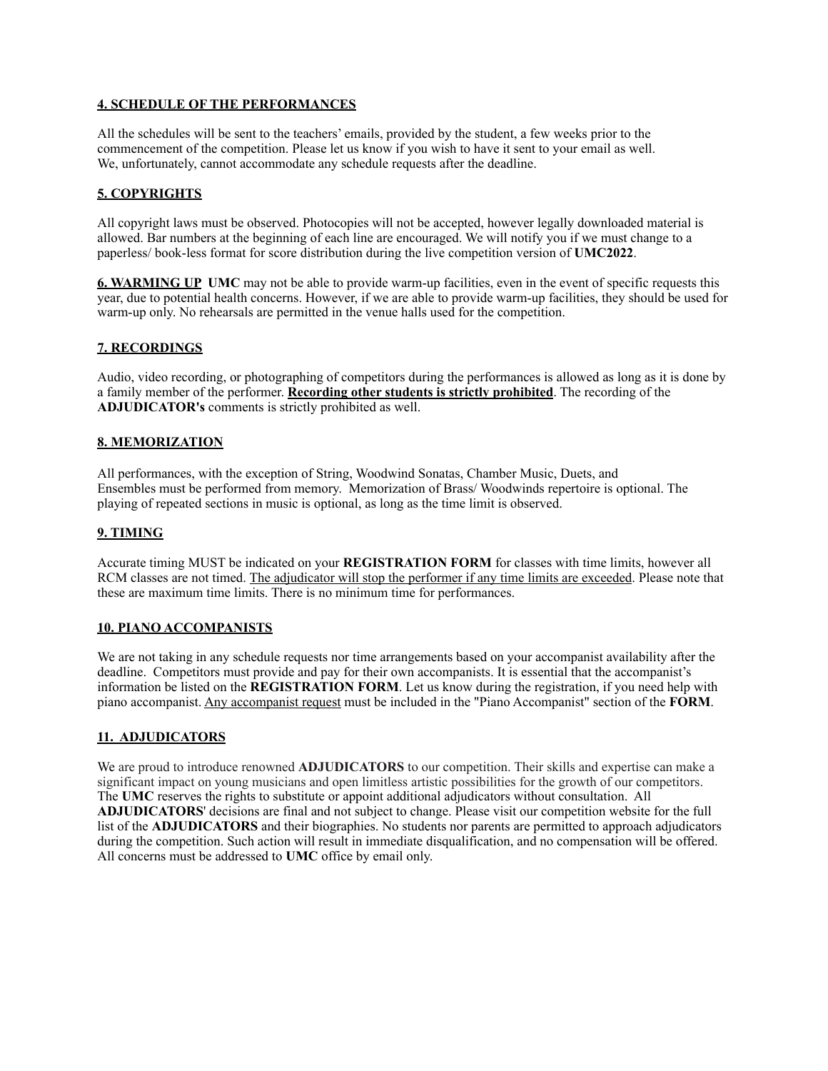## 4. SCHEDULE OF THE PERFORMANCES

All the schedules will be sent to the teachers' emails, provided by the student, a few weeks prior to the commencement of the competition. Please let us know if you wish to have it sent to your email as well. We, unfortunately, cannot accommodate any schedule requests after the deadline.

## 5. COPYRIGHTS

All copyright laws must be observed. Photocopies will not be accepted, however legally downloaded material is allowed. Bar numbers at the beginning of each line are encouraged. We will notify you if we must change to a paperless/ book-less format for score distribution during the live competition version of **UMC2022**.

**6. WARMING UP** **UMC** may not be able to provide warm-up facilities, even in the event of specific requests this year, due to potential health concerns. However, if we are able to provide warm-up facilities, they should be used for warm-up only. No rehearsals are permitted in the venue halls used for the competition.

## 7. RECORDINGS

Audio, video recording, or photographing of competitors during the performances is allowed as long as it is done by a family member of the performer. **Recording other students is strictly prohibited**. The recording of the **ADJUDICATOR's** comments is strictly prohibited as well.

## 8. MEMORIZATION

All performances, with the exception of String, Woodwind Sonatas, Chamber Music, Duets, and Ensembles must be performed from memory. Memorization of Brass/ Woodwinds repertoire is optional. The playing of repeated sections in music is optional, as long as the time limit is observed.

## 9. TIMING

Accurate timing MUST be indicated on your **REGISTRATION FORM** for classes with time limits, however all RCM classes are not timed. The adjudicator will stop the performer if any time limits are exceeded. Please note that these are maximum time limits. There is no minimum time for performances.

## 10. PIANO ACCOMPANISTS

We are not taking in any schedule requests nor time arrangements based on your accompanist availability after the deadline. Competitors must provide and pay for their own accompanists. It is essential that the accompanist's information be listed on the **REGISTRATION FORM**. Let us know during the registration, if you need help with piano accompanist. Any accompanist request must be included in the "Piano Accompanist" section of the **FORM**.

## 11. ADJUDICATORS

We are proud to introduce renowned **ADJUDICATORS** to our competition. Their skills and expertise can make a significant impact on young musicians and open limitless artistic possibilities for the growth of our competitors. The **UMC** reserves the rights to substitute or appoint additional adjudicators without consultation. All **ADJUDICATORS**' decisions are final and not subject to change. Please visit our competition website for the full list of the **ADJUDICATORS** and their biographies. No students nor parents are permitted to approach adjudicators during the competition. Such action will result in immediate disqualification, and no compensation will be offered. All concerns must be addressed to **UMC** office by email only.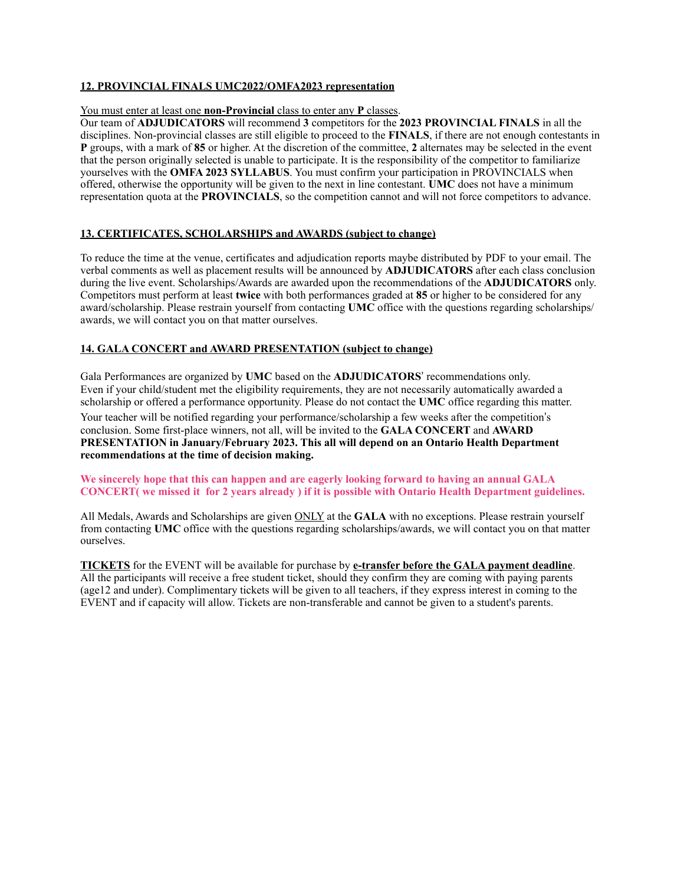## 12. PROVINCIAL FINALS UMC2022/OMFA2023 representation

You must enter at least one **non-Provincial** class to enter any **P** classes.
Our team of **ADJUDICATORS** will recommend **3** competitors for the **2023 PROVINCIAL FINALS** in all the disciplines. Non-provincial classes are still eligible to proceed to the **FINALS**, if there are not enough contestants in **P** groups, with a mark of **85** or higher. At the discretion of the committee, **2** alternates may be selected in the event that the person originally selected is unable to participate. It is the responsibility of the competitor to familiarize yourselves with the **OMFA 2023 SYLLABUS**. You must confirm your participation in PROVINCIALS when offered, otherwise the opportunity will be given to the next in line contestant. **UMC** does not have a minimum representation quota at the **PROVINCIALS**, so the competition cannot and will not force competitors to advance.

## 13. CERTIFICATES, SCHOLARSHIPS and AWARDS (subject to change)

To reduce the time at the venue, certificates and adjudication reports maybe distributed by PDF to your email. The verbal comments as well as placement results will be announced by **ADJUDICATORS** after each class conclusion during the live event. Scholarships/Awards are awarded upon the recommendations of the **ADJUDICATORS** only. Competitors must perform at least **twice** with both performances graded at **85** or higher to be considered for any award/scholarship. Please restrain yourself from contacting **UMC** office with the questions regarding scholarships/ awards, we will contact you on that matter ourselves.

## 14. GALA CONCERT and AWARD PRESENTATION (subject to change)

Gala Performances are organized by **UMC** based on the **ADJUDICATORS**' recommendations only.
Even if your child/student met the eligibility requirements, they are not necessarily automatically awarded a scholarship or offered a performance opportunity. Please do not contact the **UMC** office regarding this matter.
Your teacher will be notified regarding your performance/scholarship a few weeks after the competition's conclusion. Some first-place winners, not all, will be invited to the **GALA CONCERT** and **AWARD PRESENTATION in January/February 2023. This all will depend on an Ontario Health Department recommendations at the time of decision making.**

**We sincerely hope that this can happen and are eagerly looking forward to having an annual GALA CONCERT( we missed it for 2 years already ) if it is possible with Ontario Health Department guidelines.**

All Medals, Awards and Scholarships are given ONLY at the **GALA** with no exceptions. Please restrain yourself from contacting **UMC** office with the questions regarding scholarships/awards, we will contact you on that matter ourselves.

**TICKETS** for the EVENT will be available for purchase by **e-transfer before the GALA payment deadline**.
All the participants will receive a free student ticket, should they confirm they are coming with paying parents (age12 and under). Complimentary tickets will be given to all teachers, if they express interest in coming to the EVENT and if capacity will allow. Tickets are non-transferable and cannot be given to a student's parents.